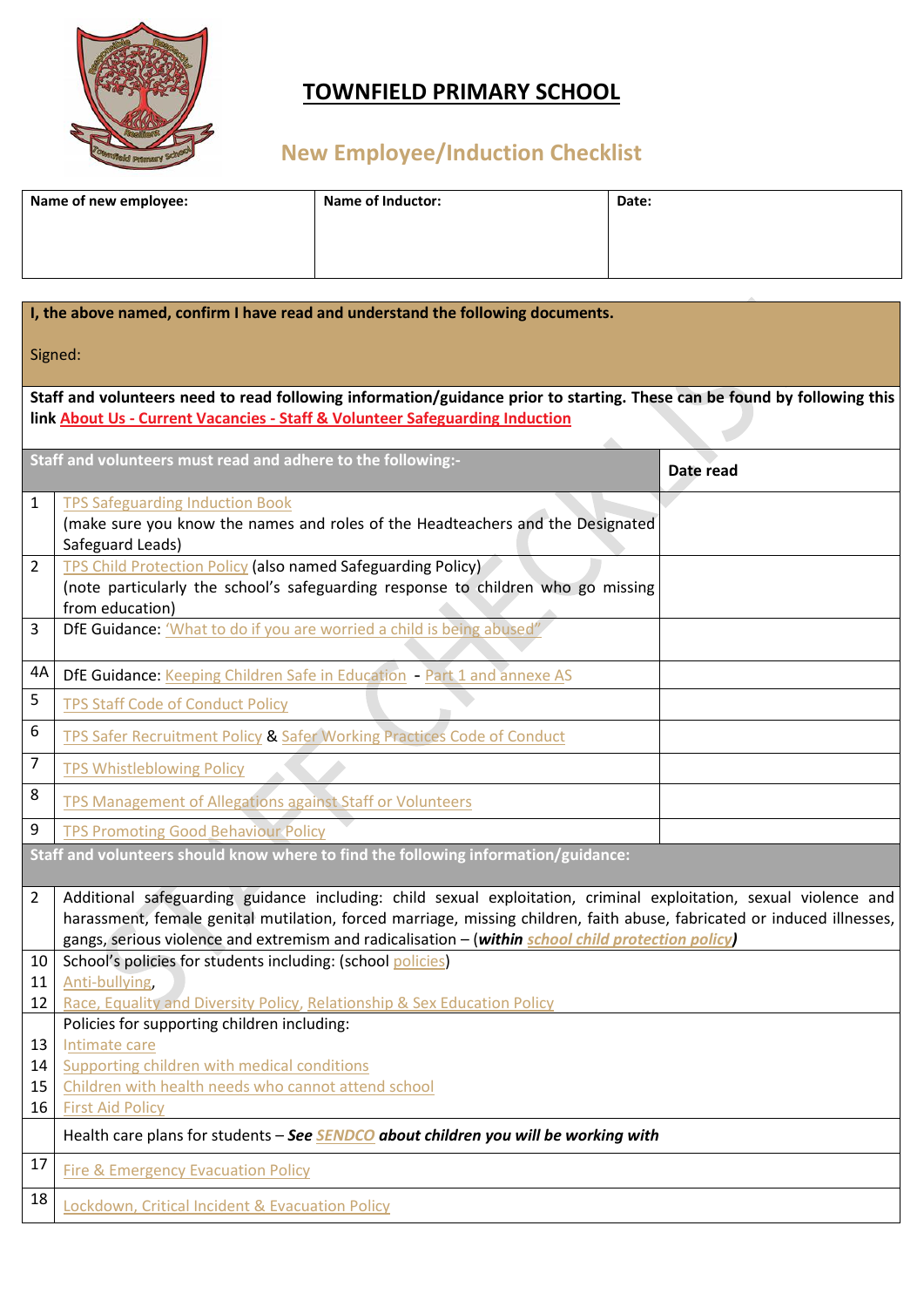# TOWNFIELD PRIMARY SCHOOL

## New Employee/Induction Checklist

| Name of new employee: | Name of Inductor: | Date: |
|---|---|---|
| | | |

**I, the above named, confirm I have read and understand the following documents.**

Signed:

**Staff and volunteers need to read following information/guidance prior to starting. These can be found by following this link About Us - Current Vacancies - Staff & Volunteer Safeguarding Induction**

| | Staff and volunteers must read and adhere to the following:- | Date read |
|---|---|---|
| 1 | TPS Safeguarding Induction Book (make sure you know the names and roles of the Headteachers and the Designated Safeguard Leads) | |
| 2 | TPS Child Protection Policy (also named Safeguarding Policy) (note particularly the school's safeguarding response to children who go missing from education) | |
| 3 | DfE Guidance: 'What to do if you are worried a child is being abused' | |
| 4A | DfE Guidance: Keeping Children Safe in Education - Part 1 and annexe AS | |
| 5 | TPS Staff Code of Conduct Policy | |
| 6 | TPS Safer Recruitment Policy & Safer Working Practices Code of Conduct | |
| 7 | TPS Whistleblowing Policy | |
| 8 | TPS Management of Allegations against Staff or Volunteers | |
| 9 | TPS Promoting Good Behaviour Policy | |

**Staff and volunteers should know where to find the following information/guidance:**

| | |
|---|---|
| 2 | Additional safeguarding guidance including: child sexual exploitation, criminal exploitation, sexual violence and harassment, female genital mutilation, forced marriage, missing children, faith abuse, fabricated or induced illnesses, gangs, serious violence and extremism and radicalisation – (***within school child protection policy***) |
| 10<br>11<br>12 | School's policies for students including: (school policies)<br>Anti-bullying,<br>Race, Equality and Diversity Policy, Relationship & Sex Education Policy |
| <br>13<br>14<br>15<br>16 | Policies for supporting children including:<br>Intimate care<br>Supporting children with medical conditions<br>Children with health needs who cannot attend school<br>First Aid Policy |
| | Health care plans for students – ***See SENDCO about children you will be working with*** |
| 17 | Fire & Emergency Evacuation Policy |
| 18 | Lockdown, Critical Incident & Evacuation Policy |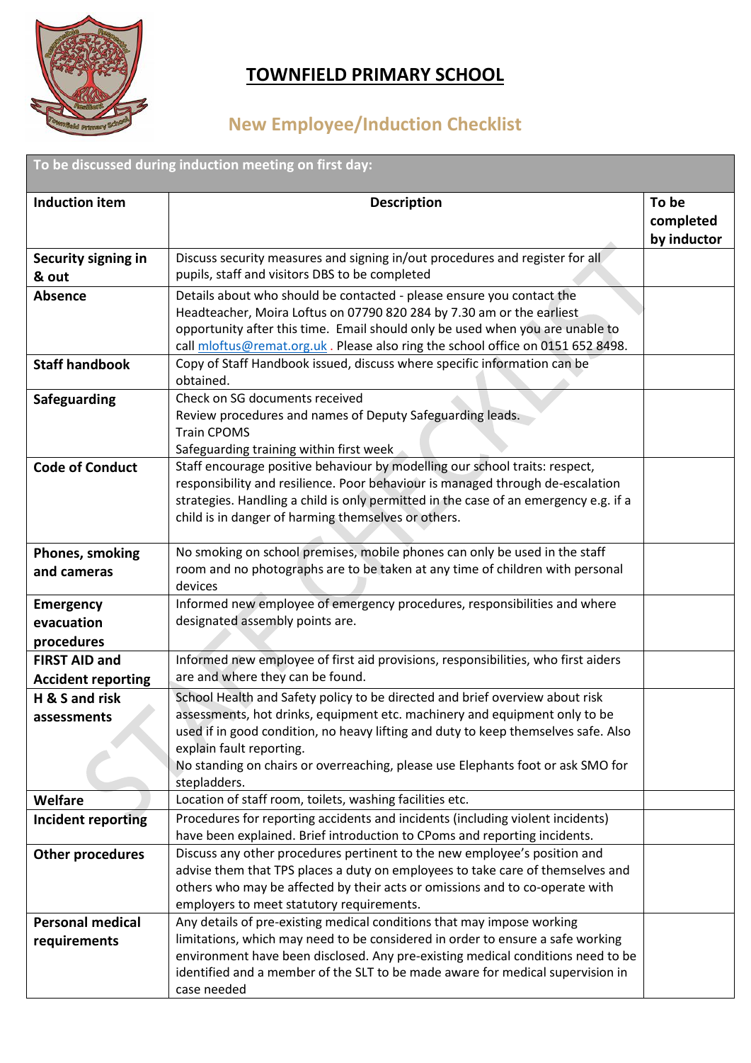# TOWNFIELD PRIMARY SCHOOL

## New Employee/Induction Checklist

| To be discussed during induction meeting on first day: | | |
|---|---|---|
| **Induction item** | **Description** | **To be completed by inductor** |
| **Security signing in & out** | Discuss security measures and signing in/out procedures and register for all pupils, staff and visitors DBS to be completed | |
| **Absence** | Details about who should be contacted - please ensure you contact the Headteacher, Moira Loftus on 07790 820 284 by 7.30 am or the earliest opportunity after this time. Email should only be used when you are unable to call mloftus@remat.org.uk . Please also ring the school office on 0151 652 8498. | |
| **Staff handbook** | Copy of Staff Handbook issued, discuss where specific information can be obtained. | |
| **Safeguarding** | Check on SG documents received<br>Review procedures and names of Deputy Safeguarding leads.<br>Train CPOMS<br>Safeguarding training within first week | |
| **Code of Conduct** | Staff encourage positive behaviour by modelling our school traits: respect, responsibility and resilience. Poor behaviour is managed through de-escalation strategies. Handling a child is only permitted in the case of an emergency e.g. if a child is in danger of harming themselves or others. | |
| **Phones, smoking and cameras** | No smoking on school premises, mobile phones can only be used in the staff room and no photographs are to be taken at any time of children with personal devices | |
| **Emergency evacuation procedures** | Informed new employee of emergency procedures, responsibilities and where designated assembly points are. | |
| **FIRST AID and Accident reporting** | Informed new employee of first aid provisions, responsibilities, who first aiders are and where they can be found. | |
| **H & S and risk assessments** | School Health and Safety policy to be directed and brief overview about risk assessments, hot drinks, equipment etc. machinery and equipment only to be used if in good condition, no heavy lifting and duty to keep themselves safe. Also explain fault reporting.<br>No standing on chairs or overreaching, please use Elephants foot or ask SMO for stepladders. | |
| **Welfare** | Location of staff room, toilets, washing facilities etc. | |
| **Incident reporting** | Procedures for reporting accidents and incidents (including violent incidents) have been explained. Brief introduction to CPoms and reporting incidents. | |
| **Other procedures** | Discuss any other procedures pertinent to the new employee's position and advise them that TPS places a duty on employees to take care of themselves and others who may be affected by their acts or omissions and to co-operate with employers to meet statutory requirements. | |
| **Personal medical requirements** | Any details of pre-existing medical conditions that may impose working limitations, which may need to be considered in order to ensure a safe working environment have been disclosed. Any pre-existing medical conditions need to be identified and a member of the SLT to be made aware for medical supervision in case needed | |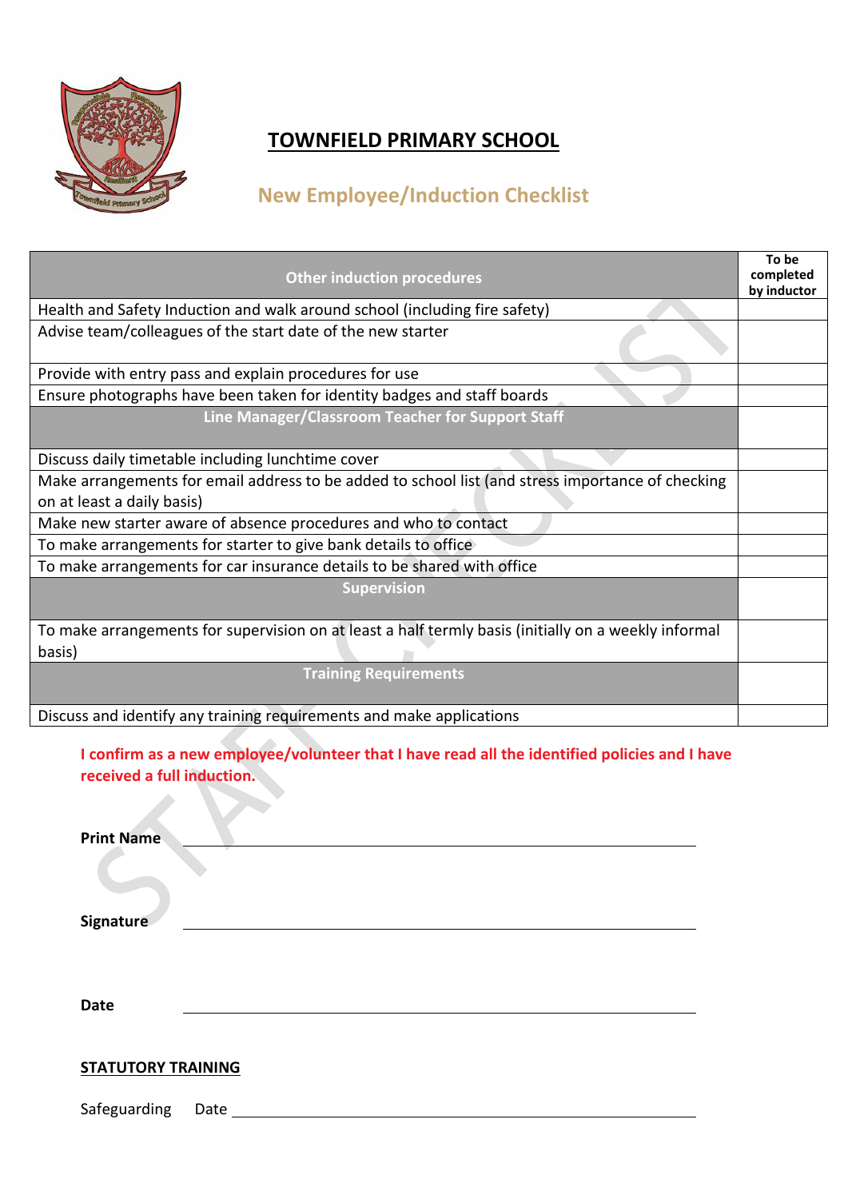# TOWNFIELD PRIMARY SCHOOL

## New Employee/Induction Checklist

| Other induction procedures | To be completed by inductor |
|---|---|
| Health and Safety Induction and walk around school (including fire safety) | |
| Advise team/colleagues of the start date of the new starter | |
| Provide with entry pass and explain procedures for use | |
| Ensure photographs have been taken for identity badges and staff boards | |
| **Line Manager/Classroom Teacher for Support Staff** | |
| Discuss daily timetable including lunchtime cover | |
| Make arrangements for email address to be added to school list (and stress importance of checking on at least a daily basis) | |
| Make new starter aware of absence procedures and who to contact | |
| To make arrangements for starter to give bank details to office | |
| To make arrangements for car insurance details to be shared with office | |
| **Supervision** | |
| To make arrangements for supervision on at least a half termly basis (initially on a weekly informal basis) | |
| **Training Requirements** | |
| Discuss and identify any training requirements and make applications | |

**I confirm as a new employee/volunteer that I have read all the identified policies and I have received a full induction.**

**Print Name** \_\_\_\_\_\_\_\_\_\_\_\_\_\_\_\_\_\_\_\_\_\_\_\_\_\_\_\_\_\_\_\_\_\_\_\_\_\_\_\_

**Signature** \_\_\_\_\_\_\_\_\_\_\_\_\_\_\_\_\_\_\_\_\_\_\_\_\_\_\_\_\_\_\_\_\_\_\_\_\_\_\_\_

**Date** \_\_\_\_\_\_\_\_\_\_\_\_\_\_\_\_\_\_\_\_\_\_\_\_\_\_\_\_\_\_\_\_\_\_\_\_\_\_\_\_

**STATUTORY TRAINING**

Safeguarding Date \_\_\_\_\_\_\_\_\_\_\_\_\_\_\_\_\_\_\_\_\_\_\_\_\_\_\_\_\_\_\_\_\_\_\_\_\_\_\_\_